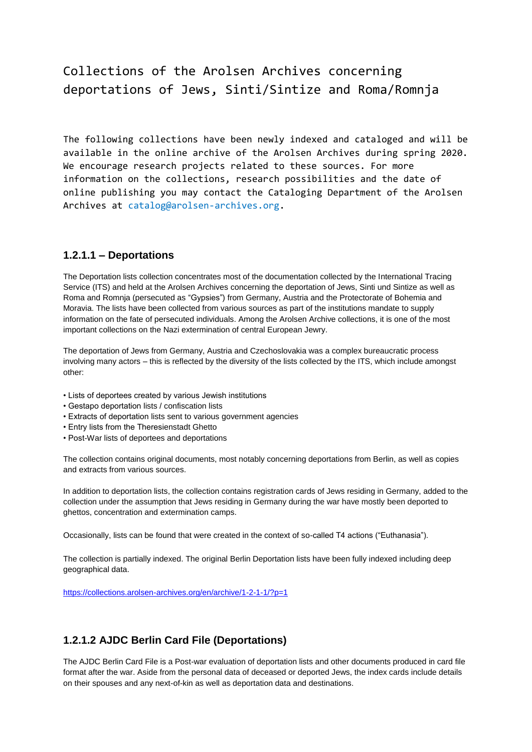# Collections of the Arolsen Archives concerning deportations of Jews, Sinti/Sintize and Roma/Romnja

The following collections have been newly indexed and cataloged and will be available in the online archive of the Arolsen Archives during spring 2020. We encourage research projects related to these sources. For more information on the collections, research possibilities and the date of online publishing you may contact the Cataloging Department of the Arolsen Archives at catalog@arolsen-archives.org.

## 1.2.1.1 – Deportations

The Deportation lists collection concentrates most of the documentation collected by the International Tracing Service (ITS) and held at the Arolsen Archives concerning the deportation of Jews, Sinti und Sintize as well as Roma and Romnja (persecuted as "Gypsies") from Germany, Austria and the Protectorate of Bohemia and Moravia. The lists have been collected from various sources as part of the institutions mandate to supply information on the fate of persecuted individuals. Among the Arolsen Archive collections, it is one of the most important collections on the Nazi extermination of central European Jewry.

The deportation of Jews from Germany, Austria and Czechoslovakia was a complex bureaucratic process involving many actors – this is reflected by the diversity of the lists collected by the ITS, which include amongst other:

- Lists of deportees created by various Jewish institutions
- Gestapo deportation lists / confiscation lists
- Extracts of deportation lists sent to various government agencies
- Entry lists from the Theresienstadt Ghetto
- Post-War lists of deportees and deportations

The collection contains original documents, most notably concerning deportations from Berlin, as well as copies and extracts from various sources.

In addition to deportation lists, the collection contains registration cards of Jews residing in Germany, added to the collection under the assumption that Jews residing in Germany during the war have mostly been deported to ghettos, concentration and extermination camps.

Occasionally, lists can be found that were created in the context of so-called T4 actions ("Euthanasia").

The collection is partially indexed. The original Berlin Deportation lists have been fully indexed including deep geographical data.

https://collections.arolsen-archives.org/en/archive/1-2-1-1/?p=1

## 1.2.1.2 AJDC Berlin Card File (Deportations)

The AJDC Berlin Card File is a Post-war evaluation of deportation lists and other documents produced in card file format after the war. Aside from the personal data of deceased or deported Jews, the index cards include details on their spouses and any next-of-kin as well as deportation data and destinations.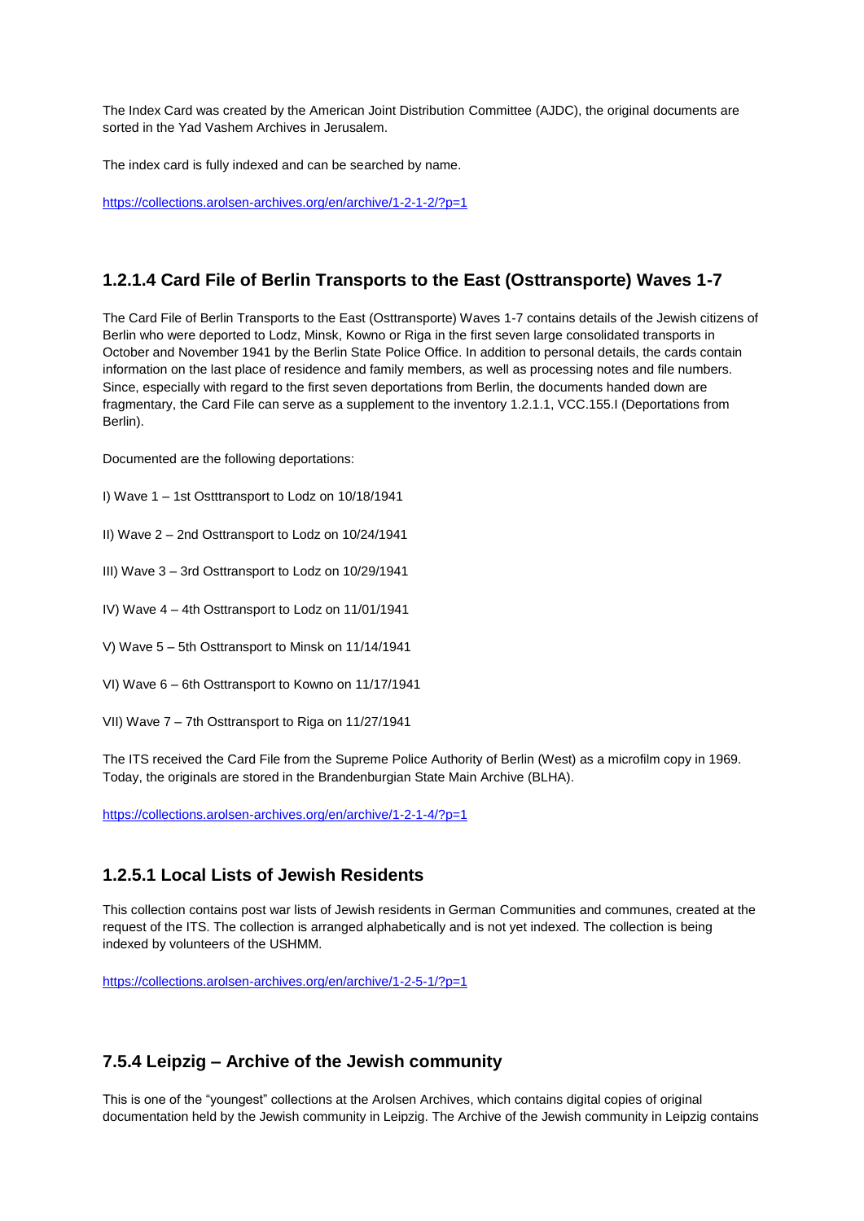The Index Card was created by the American Joint Distribution Committee (AJDC), the original documents are sorted in the Yad Vashem Archives in Jerusalem.

The index card is fully indexed and can be searched by name.

https://collections.arolsen-archives.org/en/archive/1-2-1-2/?p=1

## 1.2.1.4 Card File of Berlin Transports to the East (Osttransporte) Waves 1-7

The Card File of Berlin Transports to the East (Osttransporte) Waves 1-7 contains details of the Jewish citizens of Berlin who were deported to Lodz, Minsk, Kowno or Riga in the first seven large consolidated transports in October and November 1941 by the Berlin State Police Office. In addition to personal details, the cards contain information on the last place of residence and family members, as well as processing notes and file numbers. Since, especially with regard to the first seven deportations from Berlin, the documents handed down are fragmentary, the Card File can serve as a supplement to the inventory 1.2.1.1, VCC.155.I (Deportations from Berlin).

Documented are the following deportations:

I) Wave 1 – 1st Ostttransport to Lodz on 10/18/1941

II) Wave 2 – 2nd Osttransport to Lodz on 10/24/1941

III) Wave 3 – 3rd Osttransport to Lodz on 10/29/1941

IV) Wave 4 – 4th Osttransport to Lodz on 11/01/1941

V) Wave 5 – 5th Osttransport to Minsk on 11/14/1941

VI) Wave 6 – 6th Osttransport to Kowno on 11/17/1941

VII) Wave 7 – 7th Osttransport to Riga on 11/27/1941

The ITS received the Card File from the Supreme Police Authority of Berlin (West) as a microfilm copy in 1969. Today, the originals are stored in the Brandenburgian State Main Archive (BLHA).

https://collections.arolsen-archives.org/en/archive/1-2-1-4/?p=1

## 1.2.5.1 Local Lists of Jewish Residents

This collection contains post war lists of Jewish residents in German Communities and communes, created at the request of the ITS. The collection is arranged alphabetically and is not yet indexed. The collection is being indexed by volunteers of the USHMM.

https://collections.arolsen-archives.org/en/archive/1-2-5-1/?p=1

## 7.5.4 Leipzig – Archive of the Jewish community

This is one of the "youngest" collections at the Arolsen Archives, which contains digital copies of original documentation held by the Jewish community in Leipzig. The Archive of the Jewish community in Leipzig contains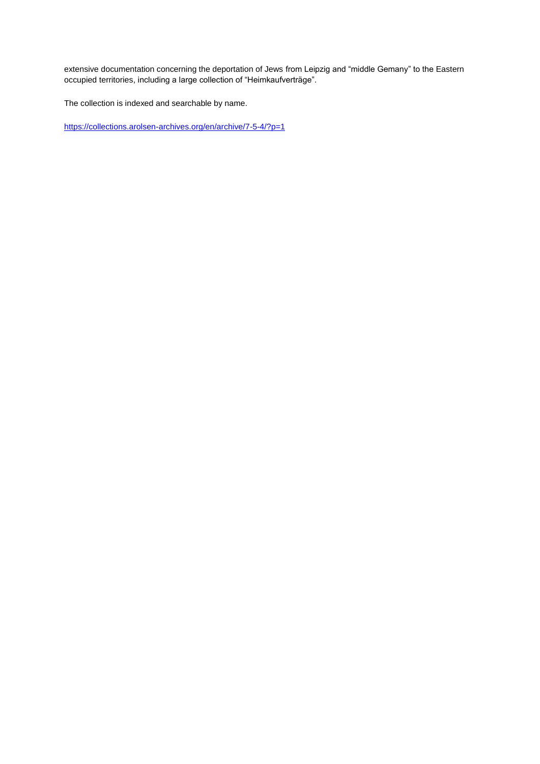extensive documentation concerning the deportation of Jews from Leipzig and "middle Gemany" to the Eastern occupied territories, including a large collection of "Heimkaufverträge".

The collection is indexed and searchable by name.

https://collections.arolsen-archives.org/en/archive/7-5-4/?p=1